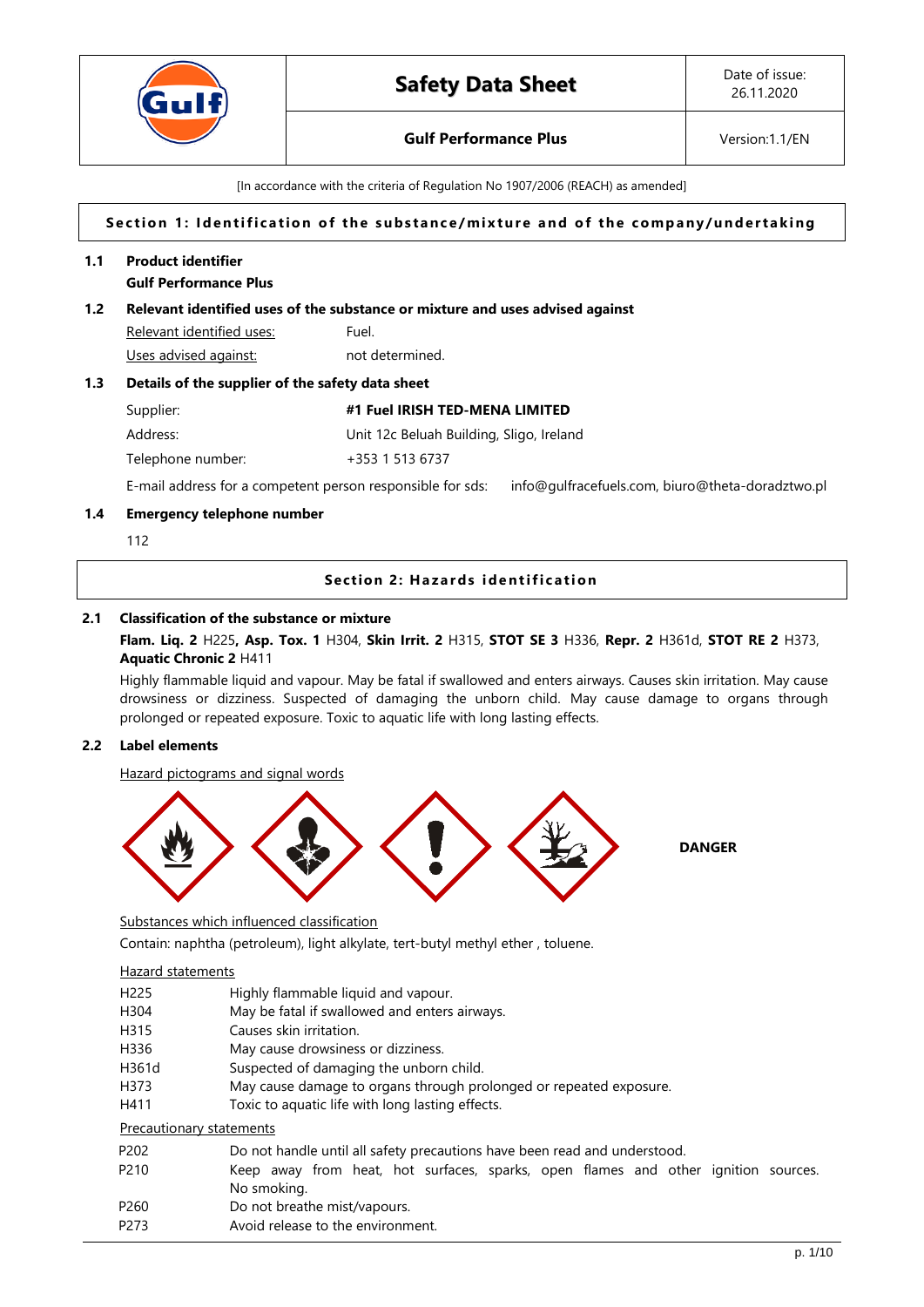# Safety Data Sheet

**Gulf Performance Plus**

Date of issue: 26.11.2020

Version:1.1/EN

[In accordance with the criteria of Regulation No 1907/2006 (REACH) as amended]

## Section 1: Identification of the substance/mixture and of the company/undertaking

### 1.1 Product identifier

**Gulf Performance Plus**

### 1.2 Relevant identified uses of the substance or mixture and uses advised against

| | |
|---|---|
| Relevant identified uses: | Fuel. |
| Uses advised against: | not determined. |

### 1.3 Details of the supplier of the safety data sheet

| | |
|---|---|
| Supplier: | **#1 Fuel IRISH TED-MENA LIMITED** |
| Address: | Unit 12c Beluah Building, Sligo, Ireland |
| Telephone number: | +353 1 513 6737 |

E-mail address for a competent person responsible for sds: info@gulfracefuels.com, biuro@theta-doradztwo.pl

### 1.4 Emergency telephone number

112

## Section 2: Hazards identification

### 2.1 Classification of the substance or mixture

**Flam. Liq. 2** H225**, Asp. Tox. 1** H304, **Skin Irrit. 2** H315, **STOT SE 3** H336, **Repr. 2** H361d, **STOT RE 2** H373, **Aquatic Chronic 2** H411

Highly flammable liquid and vapour. May be fatal if swallowed and enters airways. Causes skin irritation. May cause drowsiness or dizziness. Suspected of damaging the unborn child. May cause damage to organs through prolonged or repeated exposure. Toxic to aquatic life with long lasting effects.

### 2.2 Label elements

Hazard pictograms and signal words

**DANGER**

Substances which influenced classification

Contain: naphtha (petroleum), light alkylate, tert-butyl methyl ether , toluene.

Hazard statements

| | |
|---|---|
| H225 | Highly flammable liquid and vapour. |
| H304 | May be fatal if swallowed and enters airways. |
| H315 | Causes skin irritation. |
| H336 | May cause drowsiness or dizziness. |
| H361d | Suspected of damaging the unborn child. |
| H373 | May cause damage to organs through prolonged or repeated exposure. |
| H411 | Toxic to aquatic life with long lasting effects. |

Precautionary statements

| | |
|---|---|
| P202 | Do not handle until all safety precautions have been read and understood. |
| P210 | Keep away from heat, hot surfaces, sparks, open flames and other ignition sources. No smoking. |
| P260 | Do not breathe mist/vapours. |
| P273 | Avoid release to the environment. |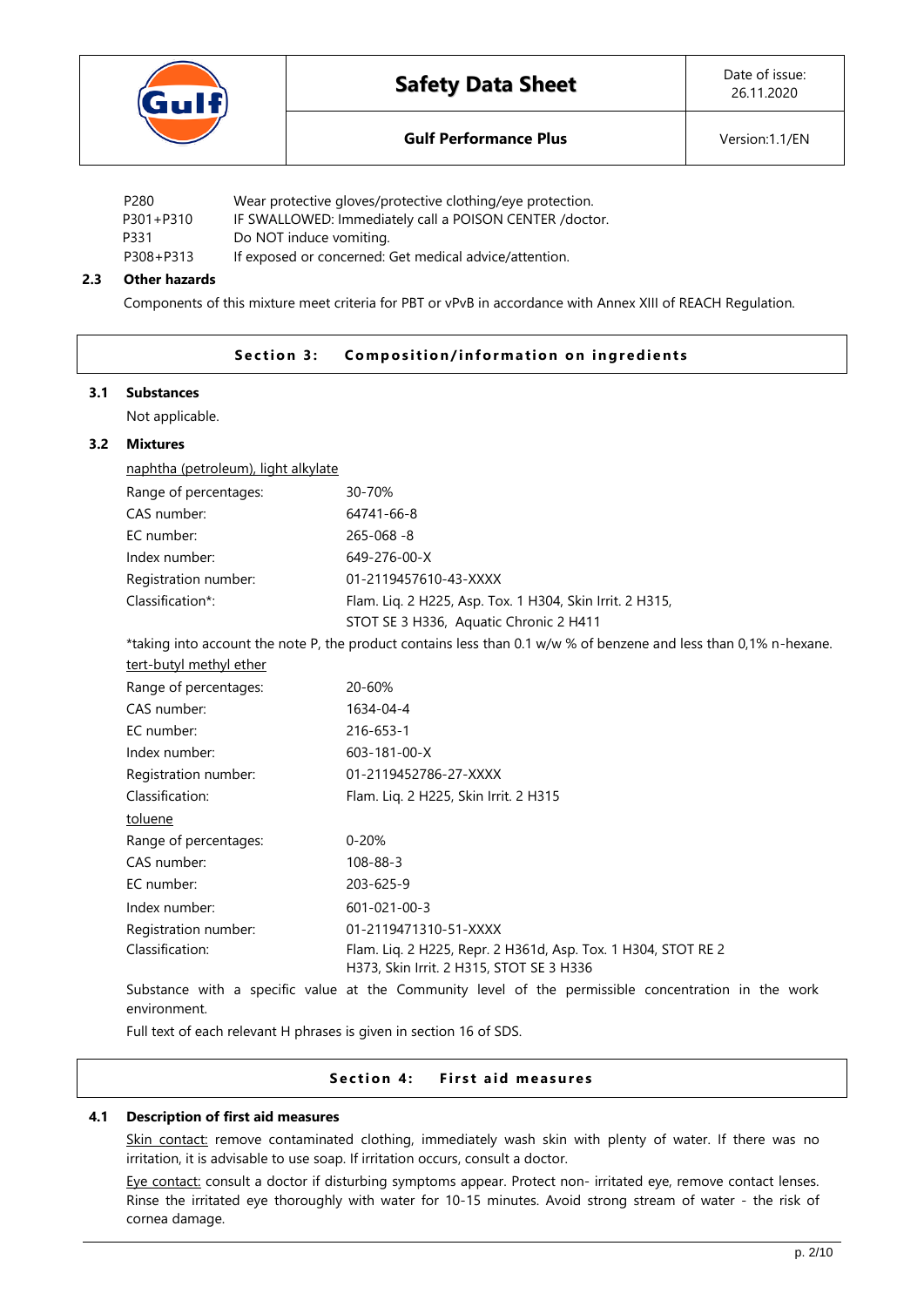| | |
|---|---|
| P280 | Wear protective gloves/protective clothing/eye protection. |
| P301+P310 | IF SWALLOWED: Immediately call a POISON CENTER /doctor. |
| P331 | Do NOT induce vomiting. |
| P308+P313 | If exposed or concerned: Get medical advice/attention. |

### 2.3 Other hazards

Components of this mixture meet criteria for PBT or vPvB in accordance with Annex XIII of REACH Regulation.

## Section 3: Composition/information on ingredients

### 3.1 Substances

Not applicable.

### 3.2 Mixtures

naphtha (petroleum), light alkylate

| | |
|---|---|
| Range of percentages: | 30-70% |
| CAS number: | 64741-66-8 |
| EC number: | 265-068 -8 |
| Index number: | 649-276-00-X |
| Registration number: | 01-2119457610-43-XXXX |
| Classification*: | Flam. Liq. 2 H225, Asp. Tox. 1 H304, Skin Irrit. 2 H315, STOT SE 3 H336, Aquatic Chronic 2 H411 |

*taking into account the note P, the product contains less than 0.1 w/w % of benzene and less than 0,1% n-hexane.

tert-butyl methyl ether

| | |
|---|---|
| Range of percentages: | 20-60% |
| CAS number: | 1634-04-4 |
| EC number: | 216-653-1 |
| Index number: | 603-181-00-X |
| Registration number: | 01-2119452786-27-XXXX |
| Classification: | Flam. Liq. 2 H225, Skin Irrit. 2 H315 |

toluene

| | |
|---|---|
| Range of percentages: | 0-20% |
| CAS number: | 108-88-3 |
| EC number: | 203-625-9 |
| Index number: | 601-021-00-3 |
| Registration number: | 01-2119471310-51-XXXX |
| Classification: | Flam. Liq. 2 H225, Repr. 2 H361d, Asp. Tox. 1 H304, STOT RE 2 H373, Skin Irrit. 2 H315, STOT SE 3 H336 |

Substance with a specific value at the Community level of the permissible concentration in the work environment.

Full text of each relevant H phrases is given in section 16 of SDS.

## Section 4: First aid measures

### 4.1 Description of first aid measures

Skin contact: remove contaminated clothing, immediately wash skin with plenty of water. If there was no irritation, it is advisable to use soap. If irritation occurs, consult a doctor.

Eye contact: consult a doctor if disturbing symptoms appear. Protect non- irritated eye, remove contact lenses. Rinse the irritated eye thoroughly with water for 10-15 minutes. Avoid strong stream of water - the risk of cornea damage.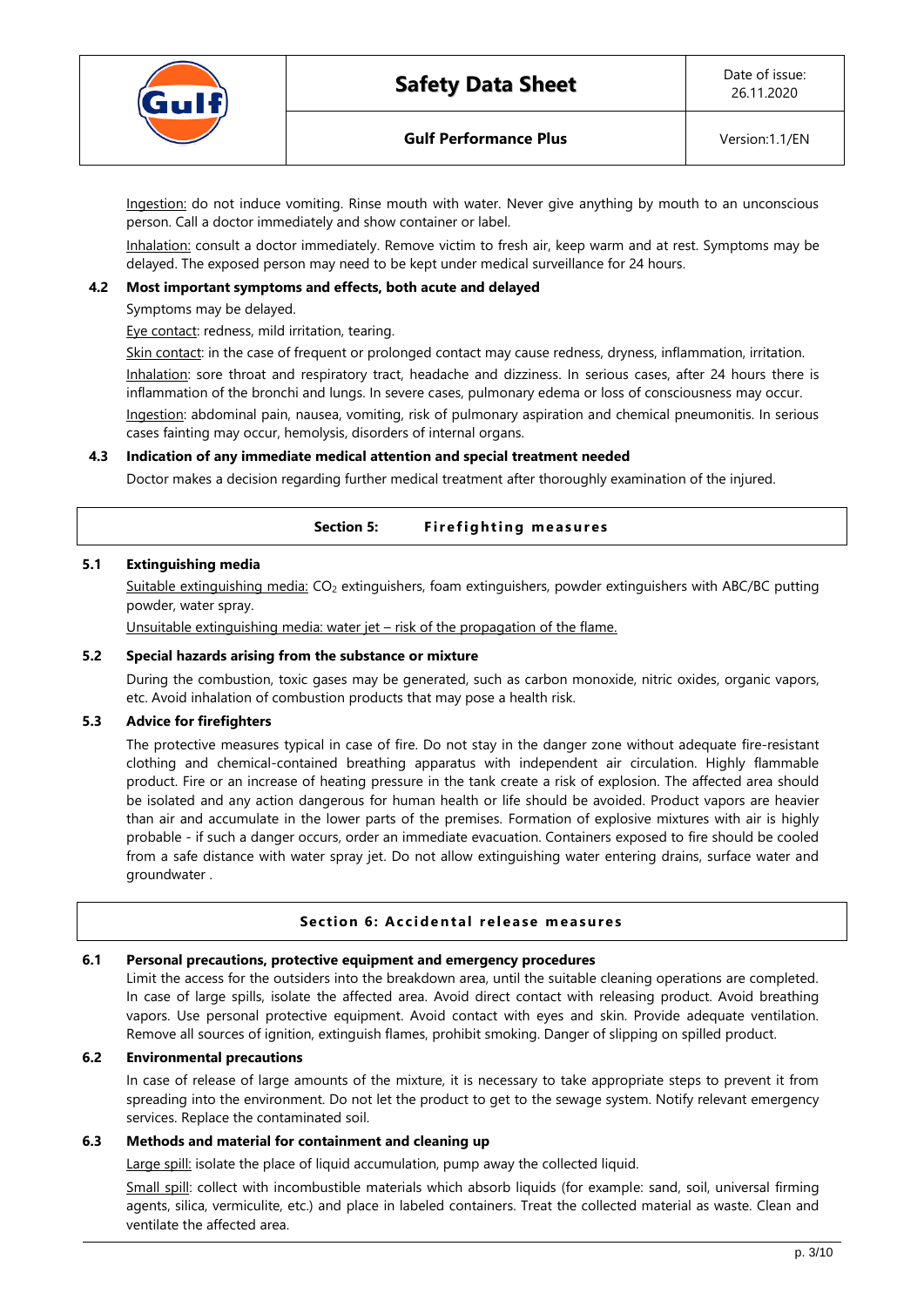Ingestion: do not induce vomiting. Rinse mouth with water. Never give anything by mouth to an unconscious person. Call a doctor immediately and show container or label.

Inhalation: consult a doctor immediately. Remove victim to fresh air, keep warm and at rest. Symptoms may be delayed. The exposed person may need to be kept under medical surveillance for 24 hours.

### 4.2 Most important symptoms and effects, both acute and delayed

Symptoms may be delayed.

Eye contact: redness, mild irritation, tearing.

Skin contact: in the case of frequent or prolonged contact may cause redness, dryness, inflammation, irritation.

Inhalation: sore throat and respiratory tract, headache and dizziness. In serious cases, after 24 hours there is inflammation of the bronchi and lungs. In severe cases, pulmonary edema or loss of consciousness may occur.

Ingestion: abdominal pain, nausea, vomiting, risk of pulmonary aspiration and chemical pneumonitis. In serious cases fainting may occur, hemolysis, disorders of internal organs.

### 4.3 Indication of any immediate medical attention and special treatment needed

Doctor makes a decision regarding further medical treatment after thoroughly examination of the injured.

## Section 5: Firefighting measures

### 5.1 Extinguishing media

Suitable extinguishing media: $CO_2$ extinguishers, foam extinguishers, powder extinguishers with ABC/BC putting powder, water spray.

Unsuitable extinguishing media: water jet – risk of the propagation of the flame.

### 5.2 Special hazards arising from the substance or mixture

During the combustion, toxic gases may be generated, such as carbon monoxide, nitric oxides, organic vapors, etc. Avoid inhalation of combustion products that may pose a health risk.

### 5.3 Advice for firefighters

The protective measures typical in case of fire. Do not stay in the danger zone without adequate fire-resistant clothing and chemical-contained breathing apparatus with independent air circulation. Highly flammable product. Fire or an increase of heating pressure in the tank create a risk of explosion. The affected area should be isolated and any action dangerous for human health or life should be avoided. Product vapors are heavier than air and accumulate in the lower parts of the premises. Formation of explosive mixtures with air is highly probable - if such a danger occurs, order an immediate evacuation. Containers exposed to fire should be cooled from a safe distance with water spray jet. Do not allow extinguishing water entering drains, surface water and groundwater .

## Section 6: Accidental release measures

### 6.1 Personal precautions, protective equipment and emergency procedures

Limit the access for the outsiders into the breakdown area, until the suitable cleaning operations are completed. In case of large spills, isolate the affected area. Avoid direct contact with releasing product. Avoid breathing vapors. Use personal protective equipment. Avoid contact with eyes and skin. Provide adequate ventilation. Remove all sources of ignition, extinguish flames, prohibit smoking. Danger of slipping on spilled product.

### 6.2 Environmental precautions

In case of release of large amounts of the mixture, it is necessary to take appropriate steps to prevent it from spreading into the environment. Do not let the product to get to the sewage system. Notify relevant emergency services. Replace the contaminated soil.

### 6.3 Methods and material for containment and cleaning up

Large spill: isolate the place of liquid accumulation, pump away the collected liquid.

Small spill: collect with incombustible materials which absorb liquids (for example: sand, soil, universal firming agents, silica, vermiculite, etc.) and place in labeled containers. Treat the collected material as waste. Clean and ventilate the affected area.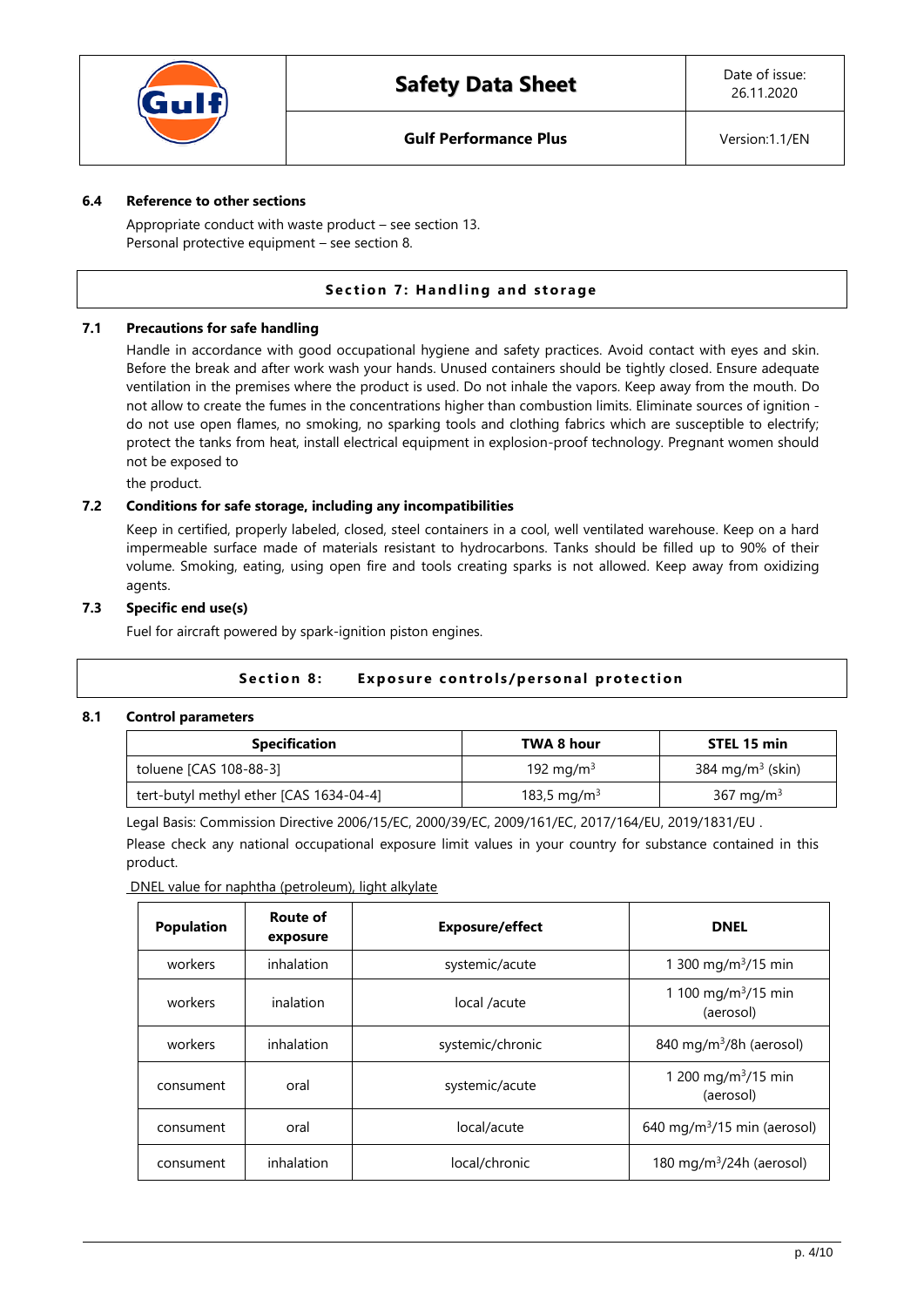### 6.4 Reference to other sections

Appropriate conduct with waste product – see section 13.
Personal protective equipment – see section 8.

## Section 7: Handling and storage

### 7.1 Precautions for safe handling

Handle in accordance with good occupational hygiene and safety practices. Avoid contact with eyes and skin. Before the break and after work wash your hands. Unused containers should be tightly closed. Ensure adequate ventilation in the premises where the product is used. Do not inhale the vapors. Keep away from the mouth. Do not allow to create the fumes in the concentrations higher than combustion limits. Eliminate sources of ignition - do not use open flames, no smoking, no sparking tools and clothing fabrics which are susceptible to electrify; protect the tanks from heat, install electrical equipment in explosion-proof technology. Pregnant women should not be exposed to
the product.

### 7.2 Conditions for safe storage, including any incompatibilities

Keep in certified, properly labeled, closed, steel containers in a cool, well ventilated warehouse. Keep on a hard impermeable surface made of materials resistant to hydrocarbons. Tanks should be filled up to 90% of their volume. Smoking, eating, using open fire and tools creating sparks is not allowed. Keep away from oxidizing agents.

### 7.3 Specific end use(s)

Fuel for aircraft powered by spark-ignition piston engines.

## Section 8: Exposure controls/personal protection

### 8.1 Control parameters

| Specification | TWA 8 hour | STEL 15 min |
|---|---|---|
| toluene [CAS 108-88-3] | 192 mg/m$^3$ | 384 mg/m$^3$ (skin) |
| tert-butyl methyl ether [CAS 1634-04-4] | 183,5 mg/m$^3$ | 367 mg/m$^3$ |

Legal Basis: Commission Directive 2006/15/EC, 2000/39/EC, 2009/161/EC, 2017/164/EU, 2019/1831/EU .

Please check any national occupational exposure limit values in your country for substance contained in this product.

DNEL value for naphtha (petroleum), light alkylate

| Population | Route of exposure | Exposure/effect | DNEL |
|---|---|---|---|
| workers | inhalation | systemic/acute | 1 300 mg/m$^3$/15 min |
| workers | inalation | local /acute | 1 100 mg/m$^3$/15 min (aerosol) |
| workers | inhalation | systemic/chronic | 840 mg/m$^3$/8h (aerosol) |
| consument | oral | systemic/acute | 1 200 mg/m$^3$/15 min (aerosol) |
| consument | oral | local/acute | 640 mg/m$^3$/15 min (aerosol) |
| consument | inhalation | local/chronic | 180 mg/m$^3$/24h (aerosol) |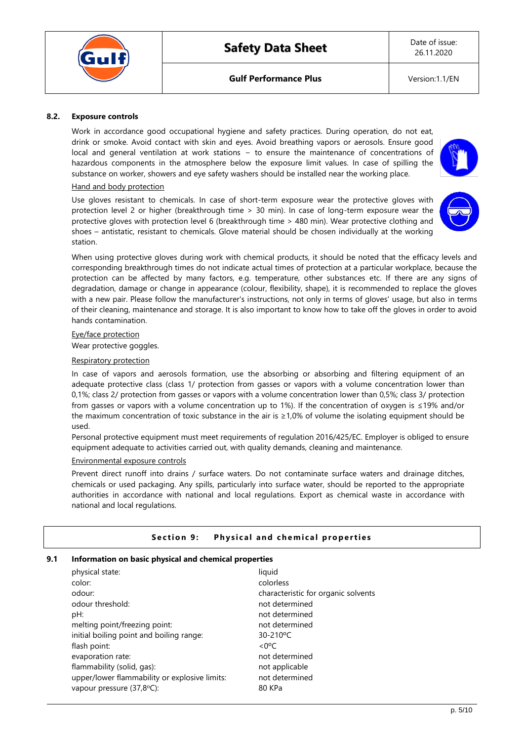### 8.2. Exposure controls

Work in accordance good occupational hygiene and safety practices. During operation, do not eat, drink or smoke. Avoid contact with skin and eyes. Avoid breathing vapors or aerosols. Ensure good local and general ventilation at work stations – to ensure the maintenance of concentrations of hazardous components in the atmosphere below the exposure limit values. In case of spilling the substance on worker, showers and eye safety washers should be installed near the working place.

Hand and body protection

Use gloves resistant to chemicals. In case of short-term exposure wear the protective gloves with protection level 2 or higher (breakthrough time > 30 min). In case of long-term exposure wear the protective gloves with protection level 6 (breakthrough time > 480 min). Wear protective clothing and shoes – antistatic, resistant to chemicals. Glove material should be chosen individually at the working station.

When using protective gloves during work with chemical products, it should be noted that the efficacy levels and corresponding breakthrough times do not indicate actual times of protection at a particular workplace, because the protection can be affected by many factors, e.g. temperature, other substances etc. If there are any signs of degradation, damage or change in appearance (colour, flexibility, shape), it is recommended to replace the gloves with a new pair. Please follow the manufacturer's instructions, not only in terms of gloves' usage, but also in terms of their cleaning, maintenance and storage. It is also important to know how to take off the gloves in order to avoid hands contamination.

Eye/face protection

Wear protective goggles.

Respiratory protection

In case of vapors and aerosols formation, use the absorbing or absorbing and filtering equipment of an adequate protective class (class 1/ protection from gasses or vapors with a volume concentration lower than 0,1%; class 2/ protection from gasses or vapors with a volume concentration lower than 0,5%; class 3/ protection from gasses or vapors with a volume concentration up to 1%). If the concentration of oxygen is ≤19% and/or the maximum concentration of toxic substance in the air is ≥1,0% of volume the isolating equipment should be used.

Personal protective equipment must meet requirements of regulation 2016/425/EC. Employer is obliged to ensure equipment adequate to activities carried out, with quality demands, cleaning and maintenance.

Environmental exposure controls

Prevent direct runoff into drains / surface waters. Do not contaminate surface waters and drainage ditches, chemicals or used packaging. Any spills, particularly into surface water, should be reported to the appropriate authorities in accordance with national and local regulations. Export as chemical waste in accordance with national and local regulations.

## Section 9: Physical and chemical properties

### 9.1 Information on basic physical and chemical properties

| | |
|---|---|
| physical state: | liquid |
| color: | colorless |
| odour: | characteristic for organic solvents |
| odour threshold: | not determined |
| pH: | not determined |
| melting point/freezing point: | not determined |
| initial boiling point and boiling range: | 30-210ºC |
| flash point: | <0ºC |
| evaporation rate: | not determined |
| flammability (solid, gas): | not applicable |
| upper/lower flammability or explosive limits: | not determined |
| vapour pressure (37,8ºC): | 80 KPa |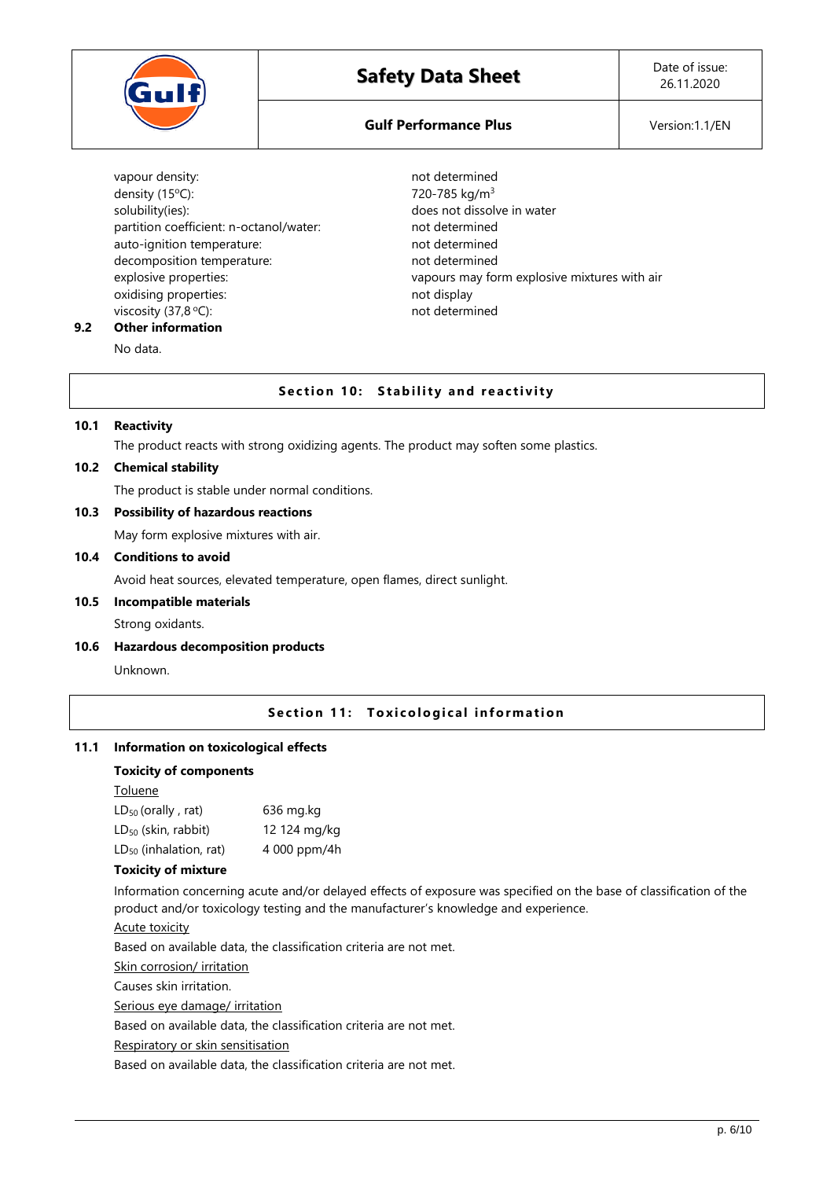| | |
|---|---|
| vapour density: | not determined |
| density (15°C): | 720-785 kg/m$^3$ |
| solubility(ies): | does not dissolve in water |
| partition coefficient: n-octanol/water: | not determined |
| auto-ignition temperature: | not determined |
| decomposition temperature: | not determined |
| explosive properties: | vapours may form explosive mixtures with air |
| oxidising properties: | not display |
| viscosity (37,8 °C): | not determined |

**9.2 Other information**

No data.

## Section 10: Stability and reactivity

**10.1 Reactivity**

The product reacts with strong oxidizing agents. The product may soften some plastics.

**10.2 Chemical stability**

The product is stable under normal conditions.

**10.3 Possibility of hazardous reactions**

May form explosive mixtures with air.

**10.4 Conditions to avoid**

Avoid heat sources, elevated temperature, open flames, direct sunlight.

**10.5 Incompatible materials**

Strong oxidants.

**10.6 Hazardous decomposition products**

Unknown.

## Section 11: Toxicological information

**11.1 Information on toxicological effects**

**Toxicity of components**

Toluene

| | |
|---|---|
| $LD_{50}$ (orally , rat) | 636 mg.kg |
| $LD_{50}$ (skin, rabbit) | 12 124 mg/kg |
| $LD_{50}$ (inhalation, rat) | 4 000 ppm/4h |

**Toxicity of mixture**

Information concerning acute and/or delayed effects of exposure was specified on the base of classification of the product and/or toxicology testing and the manufacturer's knowledge and experience.

Acute toxicity

Based on available data, the classification criteria are not met.

Skin corrosion/ irritation

Causes skin irritation.

Serious eye damage/ irritation

Based on available data, the classification criteria are not met.

Respiratory or skin sensitisation

Based on available data, the classification criteria are not met.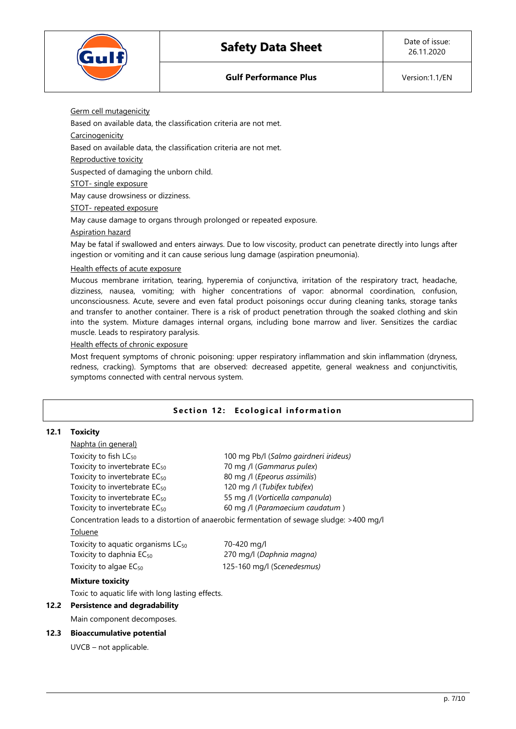Germ cell mutagenicity

Based on available data, the classification criteria are not met.

Carcinogenicity

Based on available data, the classification criteria are not met.

Reproductive toxicity

Suspected of damaging the unborn child.

STOT- single exposure

May cause drowsiness or dizziness.

STOT- repeated exposure

May cause damage to organs through prolonged or repeated exposure.

Aspiration hazard

May be fatal if swallowed and enters airways. Due to low viscosity, product can penetrate directly into lungs after ingestion or vomiting and it can cause serious lung damage (aspiration pneumonia).

Health effects of acute exposure

Mucous membrane irritation, tearing, hyperemia of conjunctiva, irritation of the respiratory tract, headache, dizziness, nausea, vomiting; with higher concentrations of vapor: abnormal coordination, confusion, unconsciousness. Acute, severe and even fatal product poisonings occur during cleaning tanks, storage tanks and transfer to another container. There is a risk of product penetration through the soaked clothing and skin into the system. Mixture damages internal organs, including bone marrow and liver. Sensitizes the cardiac muscle. Leads to respiratory paralysis.

Health effects of chronic exposure

Most frequent symptoms of chronic poisoning: upper respiratory inflammation and skin inflammation (dryness, redness, cracking). Symptoms that are observed: decreased appetite, general weakness and conjunctivitis, symptoms connected with central nervous system.

## Section 12: Ecological information

### 12.1 Toxicity

Naphta (in general)

| | |
|---|---|
| Toxicity to fish $LC_{50}$ | 100 mg Pb/l (*Salmo gairdneri irideus)* |
| Toxicity to invertebrate $EC_{50}$ | 70 mg /l (*Gammarus pulex*) |
| Toxicity to invertebrate $EC_{50}$ | 80 mg /l (*Epeorus assimilis*) |
| Toxicity to invertebrate $EC_{50}$ | 120 mg /l (*Tubifex tubifex*) |
| Toxicity to invertebrate $EC_{50}$ | 55 mg /l (*Vorticella campanula*) |
| Toxicity to invertebrate $EC_{50}$ | 60 mg /l (*Paramaecium caudatum* ) |

Concentration leads to a distortion of anaerobic fermentation of sewage sludge: >400 mg/l

Toluene

| | |
|---|---|
| Toxicity to aquatic organisms $LC_{50}$ | 70-420 mg/l |
| Toxicity to daphnia $EC_{50}$ | 270 mg/l (*Daphnia magna)* |
| Toxicity to algae $EC_{50}$ | 125-160 mg/l (*Scenedesmus)* |

**Mixture toxicity**

Toxic to aquatic life with long lasting effects.

### 12.2 Persistence and degradability

Main component decomposes.

### 12.3 Bioaccumulative potential

UVCB – not applicable.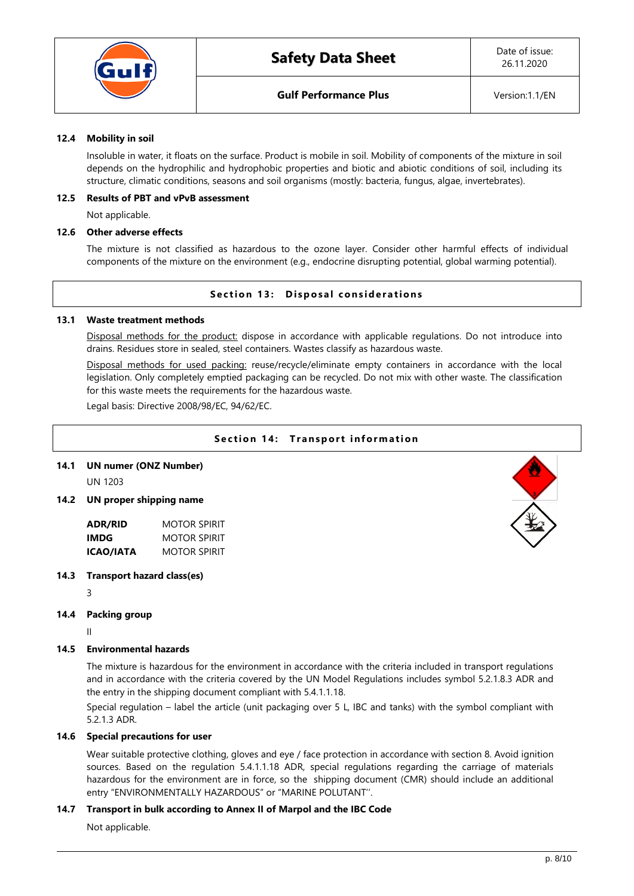### 12.4 Mobility in soil

Insoluble in water, it floats on the surface. Product is mobile in soil. Mobility of components of the mixture in soil depends on the hydrophilic and hydrophobic properties and biotic and abiotic conditions of soil, including its structure, climatic conditions, seasons and soil organisms (mostly: bacteria, fungus, algae, invertebrates).

### 12.5 Results of PBT and vPvB assessment

Not applicable.

### 12.6 Other adverse effects

The mixture is not classified as hazardous to the ozone layer. Consider other harmful effects of individual components of the mixture on the environment (e.g., endocrine disrupting potential, global warming potential).

## Section 13: Disposal considerations

### 13.1 Waste treatment methods

Disposal methods for the product: dispose in accordance with applicable regulations. Do not introduce into drains. Residues store in sealed, steel containers. Wastes classify as hazardous waste.

Disposal methods for used packing: reuse/recycle/eliminate empty containers in accordance with the local legislation. Only completely emptied packaging can be recycled. Do not mix with other waste. The classification for this waste meets the requirements for the hazardous waste.

Legal basis: Directive 2008/98/EC, 94/62/EC.

## Section 14: Transport information

### 14.1 UN numer (ONZ Number)

UN 1203

### 14.2 UN proper shipping name

| | |
|---|---|
| **ADR/RID** | MOTOR SPIRIT |
| **IMDG** | MOTOR SPIRIT |
| **ICAO/IATA** | MOTOR SPIRIT |

### 14.3 Transport hazard class(es)

3

### 14.4 Packing group

II

### 14.5 Environmental hazards

The mixture is hazardous for the environment in accordance with the criteria included in transport regulations and in accordance with the criteria covered by the UN Model Regulations includes symbol 5.2.1.8.3 ADR and the entry in the shipping document compliant with 5.4.1.1.18.

Special regulation – label the article (unit packaging over 5 L, IBC and tanks) with the symbol compliant with 5.2.1.3 ADR.

### 14.6 Special precautions for user

Wear suitable protective clothing, gloves and eye / face protection in accordance with section 8. Avoid ignition sources. Based on the regulation 5.4.1.1.18 ADR, special regulations regarding the carriage of materials hazardous for the environment are in force, so the shipping document (CMR) should include an additional entry "ENVIRONMENTALLY HAZARDOUS" or "MARINE POLUTANT''.

### 14.7 Transport in bulk according to Annex II of Marpol and the IBC Code

Not applicable.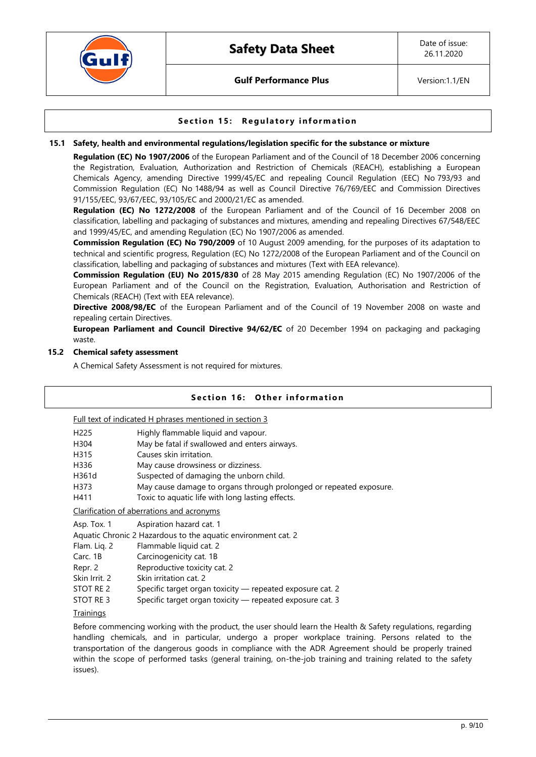## Section 15: Regulatory information

### 15.1 Safety, health and environmental regulations/legislation specific for the substance or mixture

**Regulation (EC) No 1907/2006** of the European Parliament and of the Council of 18 December 2006 concerning the Registration, Evaluation, Authorization and Restriction of Chemicals (REACH), establishing a European Chemicals Agency, amending Directive 1999/45/EC and repealing Council Regulation (EEC) No 793/93 and Commission Regulation (EC) No 1488/94 as well as Council Directive 76/769/EEC and Commission Directives 91/155/EEC, 93/67/EEC, 93/105/EC and 2000/21/EC as amended.

**Regulation (EC) No 1272/2008** of the European Parliament and of the Council of 16 December 2008 on classification, labelling and packaging of substances and mixtures, amending and repealing Directives 67/548/EEC and 1999/45/EC, and amending Regulation (EC) No 1907/2006 as amended.

**Commission Regulation (EC) No 790/2009** of 10 August 2009 amending, for the purposes of its adaptation to technical and scientific progress, Regulation (EC) No 1272/2008 of the European Parliament and of the Council on classification, labelling and packaging of substances and mixtures (Text with EEA relevance).

**Commission Regulation (EU) No 2015/830** of 28 May 2015 amending Regulation (EC) No 1907/2006 of the European Parliament and of the Council on the Registration, Evaluation, Authorisation and Restriction of Chemicals (REACH) (Text with EEA relevance).

**Directive 2008/98/EC** of the European Parliament and of the Council of 19 November 2008 on waste and repealing certain Directives.

**European Parliament and Council Directive 94/62/EC** of 20 December 1994 on packaging and packaging waste.

### 15.2 Chemical safety assessment

A Chemical Safety Assessment is not required for mixtures.

## Section 16: Other information

Full text of indicated H phrases mentioned in section 3

| | |
|---|---|
| H225 | Highly flammable liquid and vapour. |
| H304 | May be fatal if swallowed and enters airways. |
| H315 | Causes skin irritation. |
| H336 | May cause drowsiness or dizziness. |
| H361d | Suspected of damaging the unborn child. |
| H373 | May cause damage to organs through prolonged or repeated exposure. |
| H411 | Toxic to aquatic life with long lasting effects. |

Clarification of aberrations and acronyms

| | |
|---|---|
| Asp. Tox. 1 | Aspiration hazard cat. 1 |
| Aquatic Chronic 2 | Hazardous to the aquatic environment cat. 2 |
| Flam. Liq. 2 | Flammable liquid cat. 2 |
| Carc. 1B | Carcinogenicity cat. 1B |
| Repr. 2 | Reproductive toxicity cat. 2 |
| Skin Irrit. 2 | Skin irritation cat. 2 |
| STOT RE 2 | Specific target organ toxicity — repeated exposure cat. 2 |
| STOT RE 3 | Specific target organ toxicity — repeated exposure cat. 3 |

Trainings

Before commencing working with the product, the user should learn the Health & Safety regulations, regarding handling chemicals, and in particular, undergo a proper workplace training. Persons related to the transportation of the dangerous goods in compliance with the ADR Agreement should be properly trained within the scope of performed tasks (general training, on-the-job training and training related to the safety issues).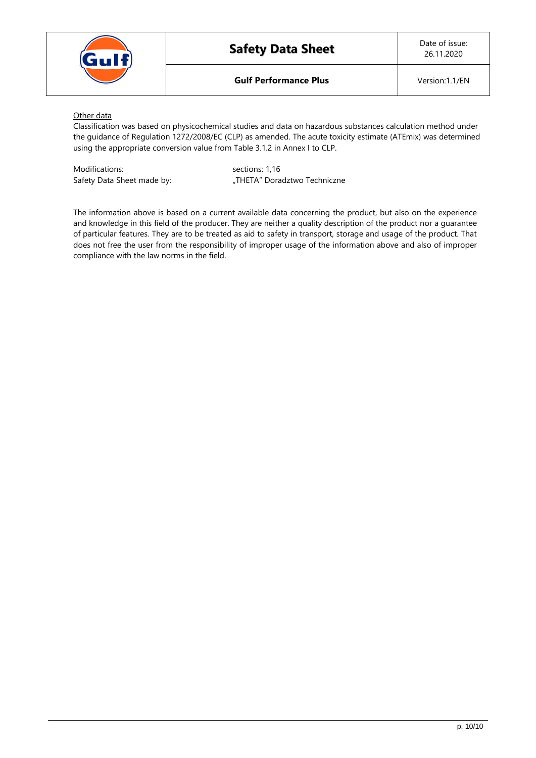Other data

Classification was based on physicochemical studies and data on hazardous substances calculation method under the guidance of Regulation 1272/2008/EC (CLP) as amended. The acute toxicity estimate (ATEmix) was determined using the appropriate conversion value from Table 3.1.2 in Annex I to CLP.

| | |
|---|---|
| Modifications: | sections: 1,16 |
| Safety Data Sheet made by: | „THETA" Doradztwo Techniczne |

The information above is based on a current available data concerning the product, but also on the experience and knowledge in this field of the producer. They are neither a quality description of the product nor a guarantee of particular features. They are to be treated as aid to safety in transport, storage and usage of the product. That does not free the user from the responsibility of improper usage of the information above and also of improper compliance with the law norms in the field.